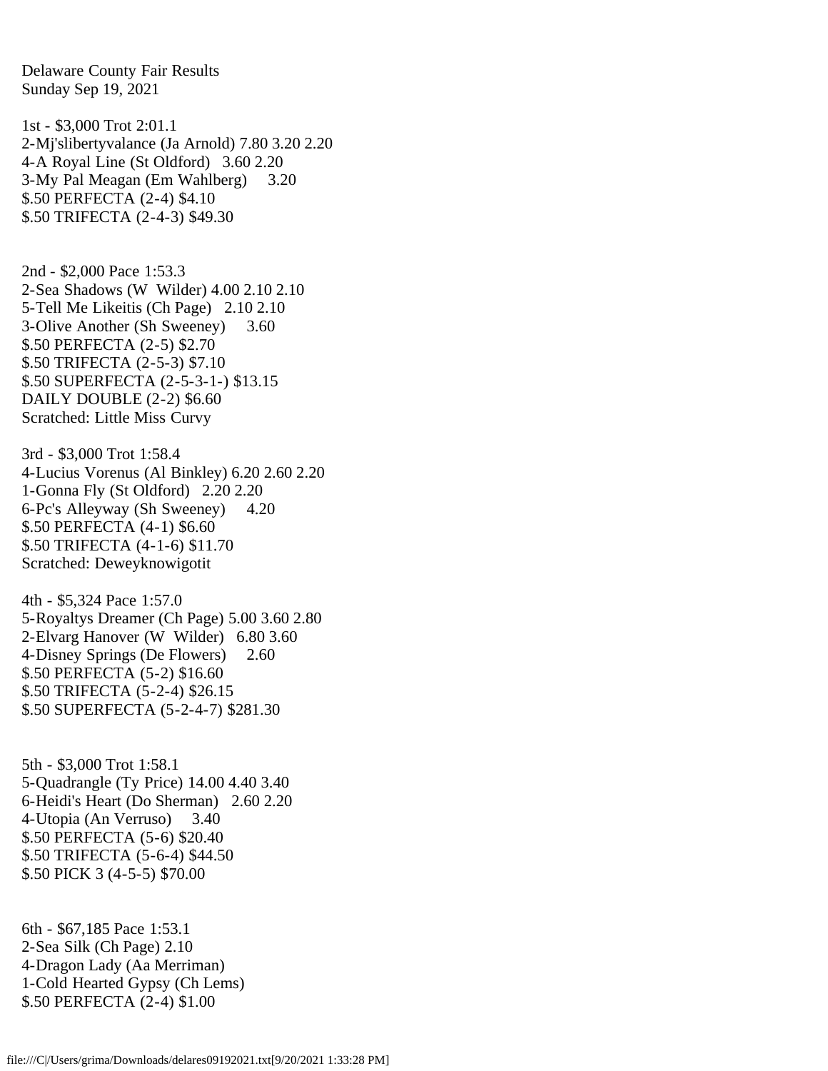Delaware County Fair Results
Sunday Sep 19, 2021

1st - $3,000 Trot 2:01.1
2-Mj'slibertyvalance (Ja Arnold) 7.80 3.20 2.20
4-A Royal Line (St Oldford) 3.60 2.20
3-My Pal Meagan (Em Wahlberg) 3.20
$.50 PERFECTA (2-4) $4.10
$.50 TRIFECTA (2-4-3) $49.30

2nd - $2,000 Pace 1:53.3
2-Sea Shadows (W Wilder) 4.00 2.10 2.10
5-Tell Me Likeitis (Ch Page) 2.10 2.10
3-Olive Another (Sh Sweeney) 3.60
$.50 PERFECTA (2-5) $2.70
$.50 TRIFECTA (2-5-3) $7.10
$.50 SUPERFECTA (2-5-3-1-) $13.15
DAILY DOUBLE (2-2) $6.60
Scratched: Little Miss Curvy

3rd - $3,000 Trot 1:58.4
4-Lucius Vorenus (Al Binkley) 6.20 2.60 2.20
1-Gonna Fly (St Oldford) 2.20 2.20
6-Pc's Alleyway (Sh Sweeney) 4.20
$.50 PERFECTA (4-1) $6.60
$.50 TRIFECTA (4-1-6) $11.70
Scratched: Deweyknowigotit

4th - $5,324 Pace 1:57.0
5-Royaltys Dreamer (Ch Page) 5.00 3.60 2.80
2-Elvarg Hanover (W Wilder) 6.80 3.60
4-Disney Springs (De Flowers) 2.60
$.50 PERFECTA (5-2) $16.60
$.50 TRIFECTA (5-2-4) $26.15
$.50 SUPERFECTA (5-2-4-7) $281.30

5th - $3,000 Trot 1:58.1
5-Quadrangle (Ty Price) 14.00 4.40 3.40
6-Heidi's Heart (Do Sherman) 2.60 2.20
4-Utopia (An Verruso) 3.40
$.50 PERFECTA (5-6) $20.40
$.50 TRIFECTA (5-6-4) $44.50
$.50 PICK 3 (4-5-5) $70.00

6th - $67,185 Pace 1:53.1
2-Sea Silk (Ch Page) 2.10
4-Dragon Lady (Aa Merriman)
1-Cold Hearted Gypsy (Ch Lems)
$.50 PERFECTA (2-4) $1.00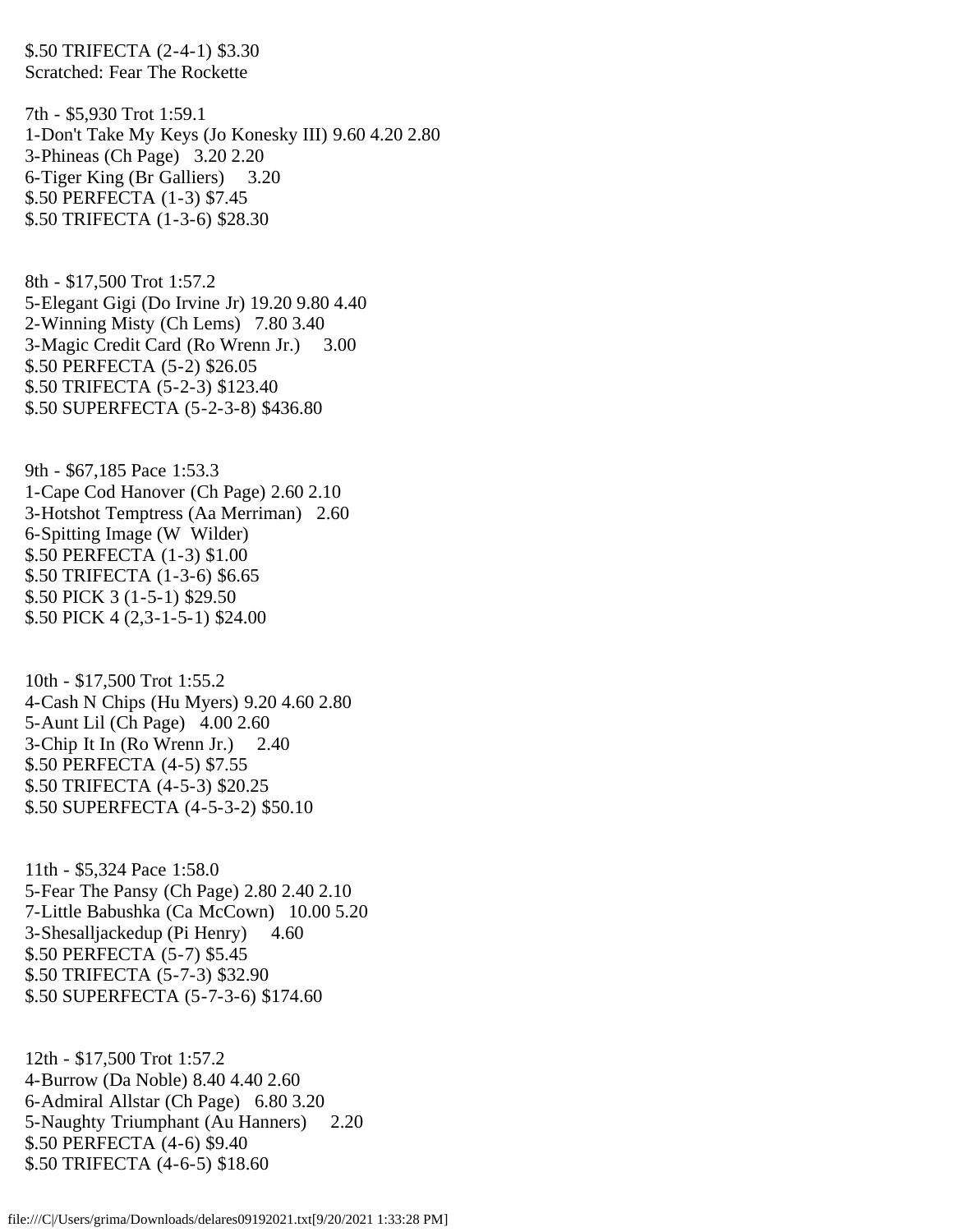$.50 TRIFECTA (2-4-1) $3.30
Scratched: Fear The Rockette

7th - $5,930 Trot 1:59.1
1-Don't Take My Keys (Jo Konesky III) 9.60 4.20 2.80
3-Phineas (Ch Page) 3.20 2.20
6-Tiger King (Br Galliers) 3.20
$.50 PERFECTA (1-3) $7.45
$.50 TRIFECTA (1-3-6) $28.30

8th - $17,500 Trot 1:57.2
5-Elegant Gigi (Do Irvine Jr) 19.20 9.80 4.40
2-Winning Misty (Ch Lems) 7.80 3.40
3-Magic Credit Card (Ro Wrenn Jr.) 3.00
$.50 PERFECTA (5-2) $26.05
$.50 TRIFECTA (5-2-3) $123.40
$.50 SUPERFECTA (5-2-3-8) $436.80

9th - $67,185 Pace 1:53.3
1-Cape Cod Hanover (Ch Page) 2.60 2.10
3-Hotshot Temptress (Aa Merriman) 2.60
6-Spitting Image (W Wilder)
$.50 PERFECTA (1-3) $1.00
$.50 TRIFECTA (1-3-6) $6.65
$.50 PICK 3 (1-5-1) $29.50
$.50 PICK 4 (2,3-1-5-1) $24.00

10th - $17,500 Trot 1:55.2
4-Cash N Chips (Hu Myers) 9.20 4.60 2.80
5-Aunt Lil (Ch Page) 4.00 2.60
3-Chip It In (Ro Wrenn Jr.) 2.40
$.50 PERFECTA (4-5) $7.55
$.50 TRIFECTA (4-5-3) $20.25
$.50 SUPERFECTA (4-5-3-2) $50.10

11th - $5,324 Pace 1:58.0
5-Fear The Pansy (Ch Page) 2.80 2.40 2.10
7-Little Babushka (Ca McCown) 10.00 5.20
3-Shesalljackedup (Pi Henry) 4.60
$.50 PERFECTA (5-7) $5.45
$.50 TRIFECTA (5-7-3) $32.90
$.50 SUPERFECTA (5-7-3-6) $174.60

12th - $17,500 Trot 1:57.2
4-Burrow (Da Noble) 8.40 4.40 2.60
6-Admiral Allstar (Ch Page) 6.80 3.20
5-Naughty Triumphant (Au Hanners) 2.20
$.50 PERFECTA (4-6) $9.40
$.50 TRIFECTA (4-6-5) $18.60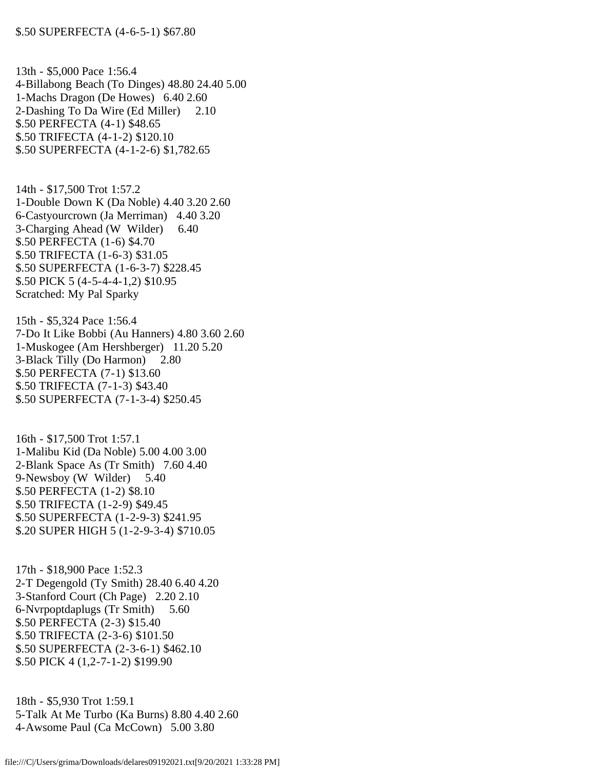$.50 SUPERFECTA (4-6-5-1) $67.80

13th - $5,000 Pace 1:56.4
4-Billabong Beach (To Dinges) 48.80 24.40 5.00
1-Machs Dragon (De Howes) 6.40 2.60
2-Dashing To Da Wire (Ed Miller) 2.10
$.50 PERFECTA (4-1) $48.65
$.50 TRIFECTA (4-1-2) $120.10
$.50 SUPERFECTA (4-1-2-6) $1,782.65

14th - $17,500 Trot 1:57.2
1-Double Down K (Da Noble) 4.40 3.20 2.60
6-Castyourcrown (Ja Merriman) 4.40 3.20
3-Charging Ahead (W Wilder) 6.40
$.50 PERFECTA (1-6) $4.70
$.50 TRIFECTA (1-6-3) $31.05
$.50 SUPERFECTA (1-6-3-7) $228.45
$.50 PICK 5 (4-5-4-4-1,2) $10.95
Scratched: My Pal Sparky

15th - $5,324 Pace 1:56.4
7-Do It Like Bobbi (Au Hanners) 4.80 3.60 2.60
1-Muskogee (Am Hershberger) 11.20 5.20
3-Black Tilly (Do Harmon) 2.80
$.50 PERFECTA (7-1) $13.60
$.50 TRIFECTA (7-1-3) $43.40
$.50 SUPERFECTA (7-1-3-4) $250.45

16th - $17,500 Trot 1:57.1
1-Malibu Kid (Da Noble) 5.00 4.00 3.00
2-Blank Space As (Tr Smith) 7.60 4.40
9-Newsboy (W Wilder) 5.40
$.50 PERFECTA (1-2) $8.10
$.50 TRIFECTA (1-2-9) $49.45
$.50 SUPERFECTA (1-2-9-3) $241.95
$.20 SUPER HIGH 5 (1-2-9-3-4) $710.05

17th - $18,900 Pace 1:52.3
2-T Degengold (Ty Smith) 28.40 6.40 4.20
3-Stanford Court (Ch Page) 2.20 2.10
6-Nvrpoptdaplugs (Tr Smith) 5.60
$.50 PERFECTA (2-3) $15.40
$.50 TRIFECTA (2-3-6) $101.50
$.50 SUPERFECTA (2-3-6-1) $462.10
$.50 PICK 4 (1,2-7-1-2) $199.90

18th - $5,930 Trot 1:59.1
5-Talk At Me Turbo (Ka Burns) 8.80 4.40 2.60
4-Awsome Paul (Ca McCown) 5.00 3.80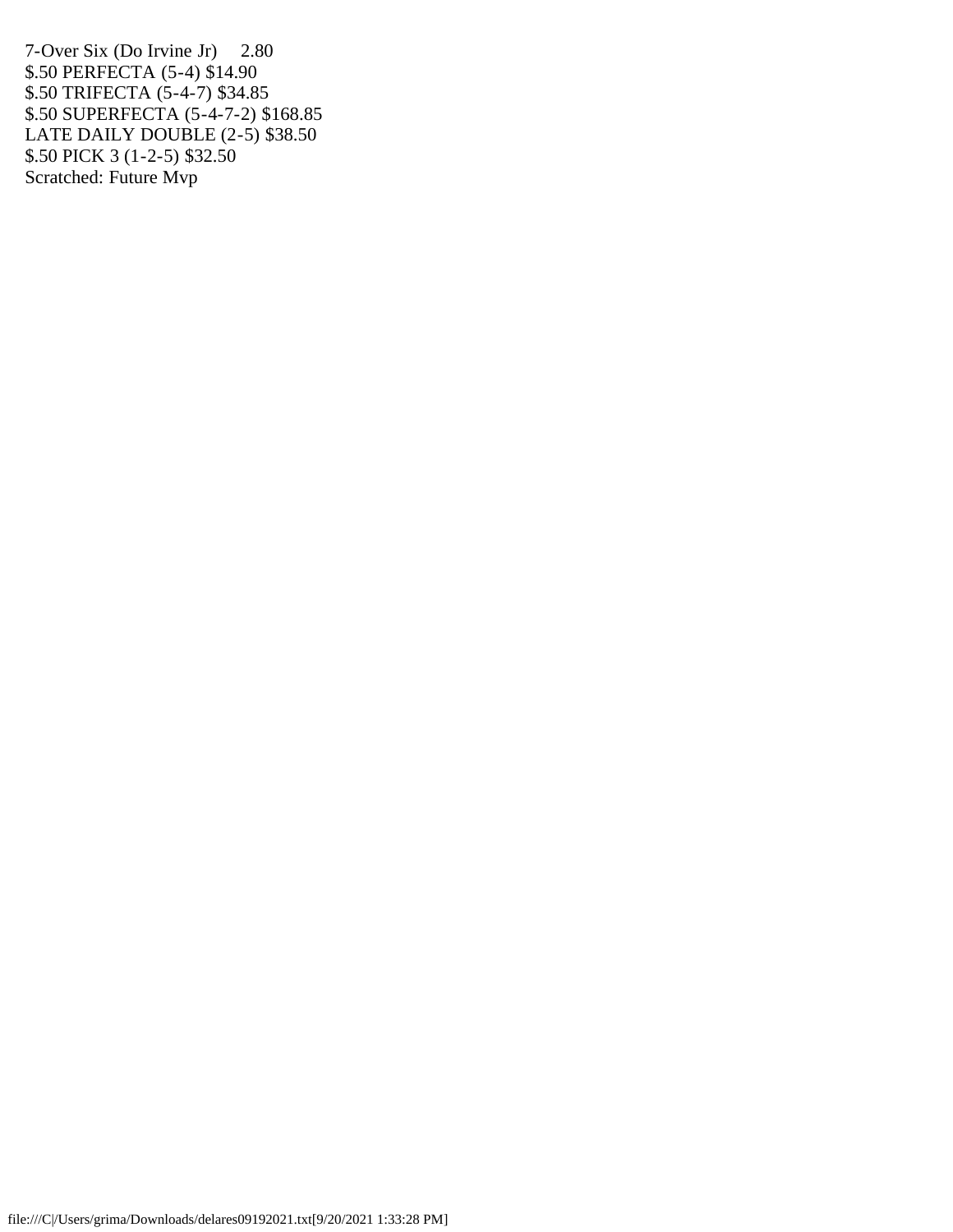7-Over Six (Do Irvine Jr) 2.80
$.50 PERFECTA (5-4) $14.90
$.50 TRIFECTA (5-4-7) $34.85
$.50 SUPERFECTA (5-4-7-2) $168.85
LATE DAILY DOUBLE (2-5) $38.50
$.50 PICK 3 (1-2-5) $32.50
Scratched: Future Mvp